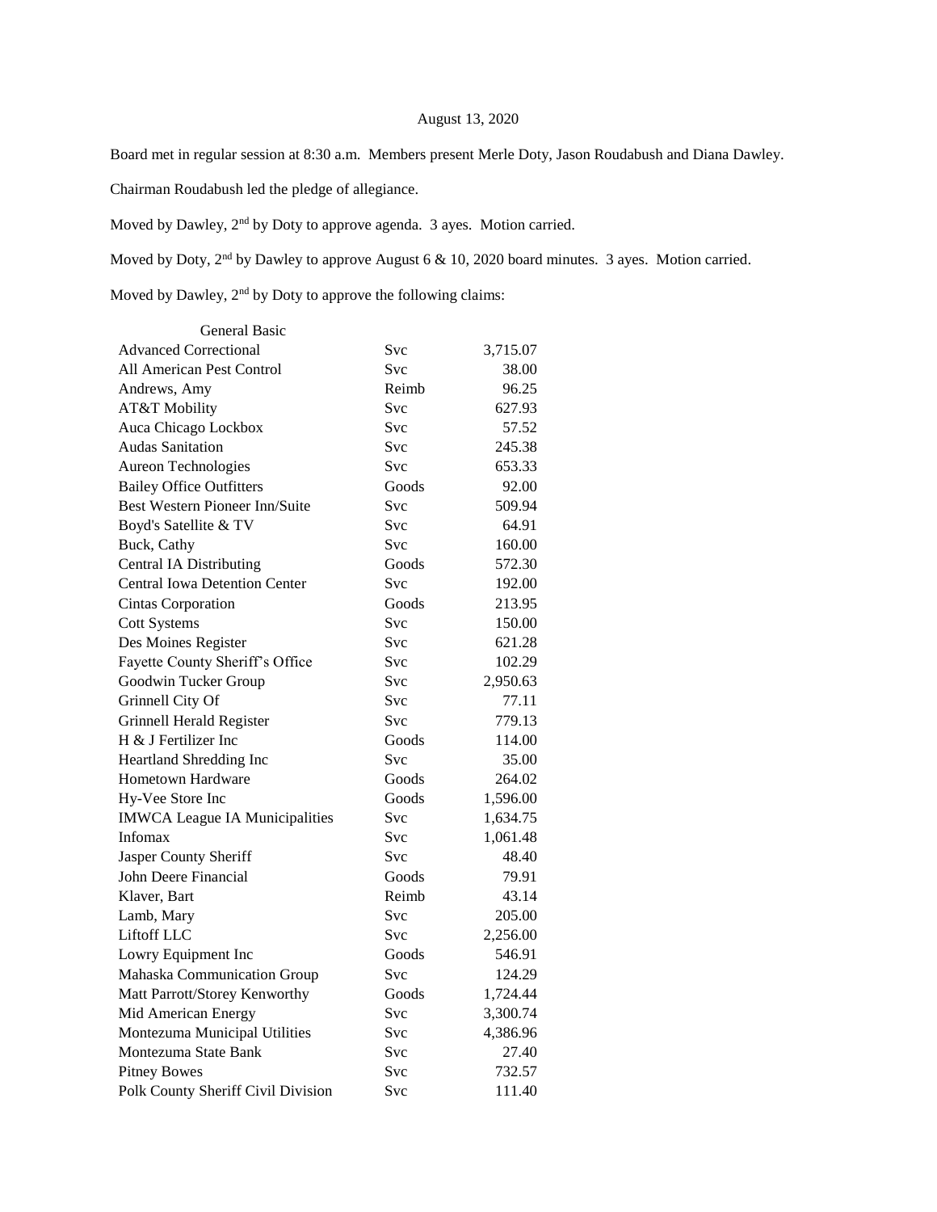August 13, 2020

Board met in regular session at 8:30 a.m. Members present Merle Doty, Jason Roudabush and Diana Dawley.

Chairman Roudabush led the pledge of allegiance.

Moved by Dawley, 2nd by Doty to approve agenda. 3 ayes. Motion carried.

Moved by Doty, 2nd by Dawley to approve August 6 & 10, 2020 board minutes. 3 ayes. Motion carried.

Moved by Dawley, 2nd by Doty to approve the following claims:

| General Basic | | |
|---|---|---|
| Advanced Correctional | Svc | 3,715.07 |
| All American Pest Control | Svc | 38.00 |
| Andrews, Amy | Reimb | 96.25 |
| AT&T Mobility | Svc | 627.93 |
| Auca Chicago Lockbox | Svc | 57.52 |
| Audas Sanitation | Svc | 245.38 |
| Aureon Technologies | Svc | 653.33 |
| Bailey Office Outfitters | Goods | 92.00 |
| Best Western Pioneer Inn/Suite | Svc | 509.94 |
| Boyd's Satellite & TV | Svc | 64.91 |
| Buck, Cathy | Svc | 160.00 |
| Central IA Distributing | Goods | 572.30 |
| Central Iowa Detention Center | Svc | 192.00 |
| Cintas Corporation | Goods | 213.95 |
| Cott Systems | Svc | 150.00 |
| Des Moines Register | Svc | 621.28 |
| Fayette County Sheriff's Office | Svc | 102.29 |
| Goodwin Tucker Group | Svc | 2,950.63 |
| Grinnell City Of | Svc | 77.11 |
| Grinnell Herald Register | Svc | 779.13 |
| H & J Fertilizer Inc | Goods | 114.00 |
| Heartland Shredding Inc | Svc | 35.00 |
| Hometown Hardware | Goods | 264.02 |
| Hy-Vee Store Inc | Goods | 1,596.00 |
| IMWCA League IA Municipalities | Svc | 1,634.75 |
| Infomax | Svc | 1,061.48 |
| Jasper County Sheriff | Svc | 48.40 |
| John Deere Financial | Goods | 79.91 |
| Klaver, Bart | Reimb | 43.14 |
| Lamb, Mary | Svc | 205.00 |
| Liftoff LLC | Svc | 2,256.00 |
| Lowry Equipment Inc | Goods | 546.91 |
| Mahaska Communication Group | Svc | 124.29 |
| Matt Parrott/Storey Kenworthy | Goods | 1,724.44 |
| Mid American Energy | Svc | 3,300.74 |
| Montezuma Municipal Utilities | Svc | 4,386.96 |
| Montezuma State Bank | Svc | 27.40 |
| Pitney Bowes | Svc | 732.57 |
| Polk County Sheriff Civil Division | Svc | 111.40 |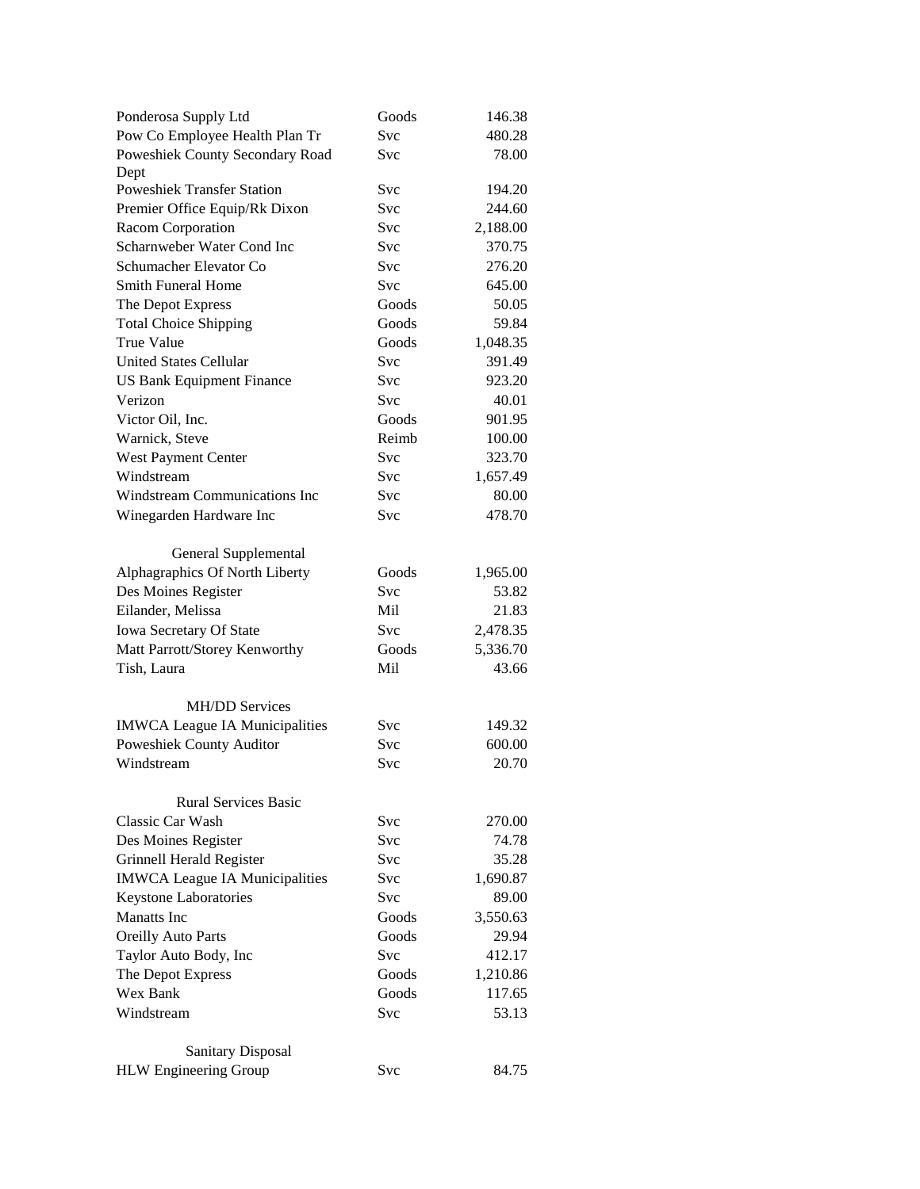| | | |
|---|---|---|
| Ponderosa Supply Ltd | Goods | 146.38 |
| Pow Co Employee Health Plan Tr | Svc | 480.28 |
| Poweshiek County Secondary Road Dept | Svc | 78.00 |
| Poweshiek Transfer Station | Svc | 194.20 |
| Premier Office Equip/Rk Dixon | Svc | 244.60 |
| Racom Corporation | Svc | 2,188.00 |
| Scharnweber Water Cond Inc | Svc | 370.75 |
| Schumacher Elevator Co | Svc | 276.20 |
| Smith Funeral Home | Svc | 645.00 |
| The Depot Express | Goods | 50.05 |
| Total Choice Shipping | Goods | 59.84 |
| True Value | Goods | 1,048.35 |
| United States Cellular | Svc | 391.49 |
| US Bank Equipment Finance | Svc | 923.20 |
| Verizon | Svc | 40.01 |
| Victor Oil, Inc. | Goods | 901.95 |
| Warnick, Steve | Reimb | 100.00 |
| West Payment Center | Svc | 323.70 |
| Windstream | Svc | 1,657.49 |
| Windstream Communications Inc | Svc | 80.00 |
| Winegarden Hardware Inc | Svc | 478.70 |

General Supplemental

| | | |
|---|---|---|
| Alphagraphics Of North Liberty | Goods | 1,965.00 |
| Des Moines Register | Svc | 53.82 |
| Eilander, Melissa | Mil | 21.83 |
| Iowa Secretary Of State | Svc | 2,478.35 |
| Matt Parrott/Storey Kenworthy | Goods | 5,336.70 |
| Tish, Laura | Mil | 43.66 |

MH/DD Services

| | | |
|---|---|---|
| IMWCA League IA Municipalities | Svc | 149.32 |
| Poweshiek County Auditor | Svc | 600.00 |
| Windstream | Svc | 20.70 |

Rural Services Basic

| | | |
|---|---|---|
| Classic Car Wash | Svc | 270.00 |
| Des Moines Register | Svc | 74.78 |
| Grinnell Herald Register | Svc | 35.28 |
| IMWCA League IA Municipalities | Svc | 1,690.87 |
| Keystone Laboratories | Svc | 89.00 |
| Manatts Inc | Goods | 3,550.63 |
| Oreilly Auto Parts | Goods | 29.94 |
| Taylor Auto Body, Inc | Svc | 412.17 |
| The Depot Express | Goods | 1,210.86 |
| Wex Bank | Goods | 117.65 |
| Windstream | Svc | 53.13 |

Sanitary Disposal

| | | |
|---|---|---|
| HLW Engineering Group | Svc | 84.75 |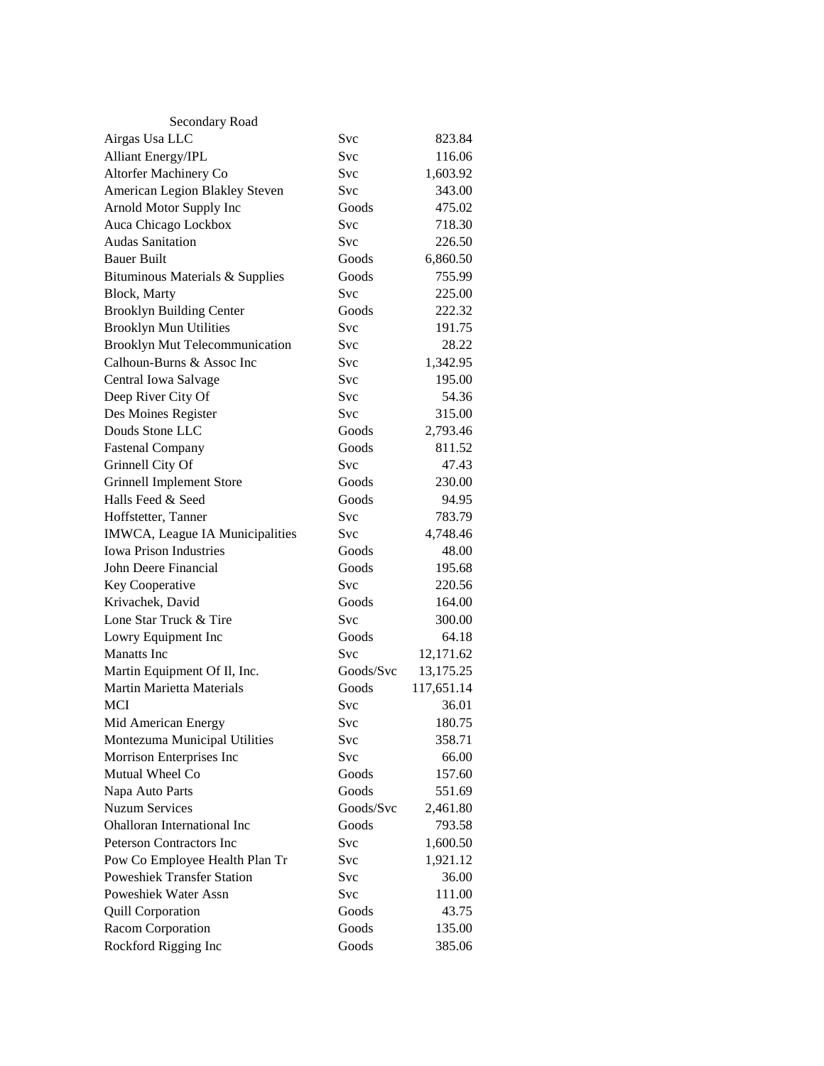| Secondary Road | | |
|---|---|---|
| Airgas Usa LLC | Svc | 823.84 |
| Alliant Energy/IPL | Svc | 116.06 |
| Altorfer Machinery Co | Svc | 1,603.92 |
| American Legion Blakley Steven | Svc | 343.00 |
| Arnold Motor Supply Inc | Goods | 475.02 |
| Auca Chicago Lockbox | Svc | 718.30 |
| Audas Sanitation | Svc | 226.50 |
| Bauer Built | Goods | 6,860.50 |
| Bituminous Materials & Supplies | Goods | 755.99 |
| Block, Marty | Svc | 225.00 |
| Brooklyn Building Center | Goods | 222.32 |
| Brooklyn Mun Utilities | Svc | 191.75 |
| Brooklyn Mut Telecommunication | Svc | 28.22 |
| Calhoun-Burns & Assoc Inc | Svc | 1,342.95 |
| Central Iowa Salvage | Svc | 195.00 |
| Deep River City Of | Svc | 54.36 |
| Des Moines Register | Svc | 315.00 |
| Douds Stone LLC | Goods | 2,793.46 |
| Fastenal Company | Goods | 811.52 |
| Grinnell City Of | Svc | 47.43 |
| Grinnell Implement Store | Goods | 230.00 |
| Halls Feed & Seed | Goods | 94.95 |
| Hoffstetter, Tanner | Svc | 783.79 |
| IMWCA, League IA Municipalities | Svc | 4,748.46 |
| Iowa Prison Industries | Goods | 48.00 |
| John Deere Financial | Goods | 195.68 |
| Key Cooperative | Svc | 220.56 |
| Krivachek, David | Goods | 164.00 |
| Lone Star Truck & Tire | Svc | 300.00 |
| Lowry Equipment Inc | Goods | 64.18 |
| Manatts Inc | Svc | 12,171.62 |
| Martin Equipment Of Il, Inc. | Goods/Svc | 13,175.25 |
| Martin Marietta Materials | Goods | 117,651.14 |
| MCI | Svc | 36.01 |
| Mid American Energy | Svc | 180.75 |
| Montezuma Municipal Utilities | Svc | 358.71 |
| Morrison Enterprises Inc | Svc | 66.00 |
| Mutual Wheel Co | Goods | 157.60 |
| Napa Auto Parts | Goods | 551.69 |
| Nuzum Services | Goods/Svc | 2,461.80 |
| Ohalloran International Inc | Goods | 793.58 |
| Peterson Contractors Inc | Svc | 1,600.50 |
| Pow Co Employee Health Plan Tr | Svc | 1,921.12 |
| Poweshiek Transfer Station | Svc | 36.00 |
| Poweshiek Water Assn | Svc | 111.00 |
| Quill Corporation | Goods | 43.75 |
| Racom Corporation | Goods | 135.00 |
| Rockford Rigging Inc | Goods | 385.06 |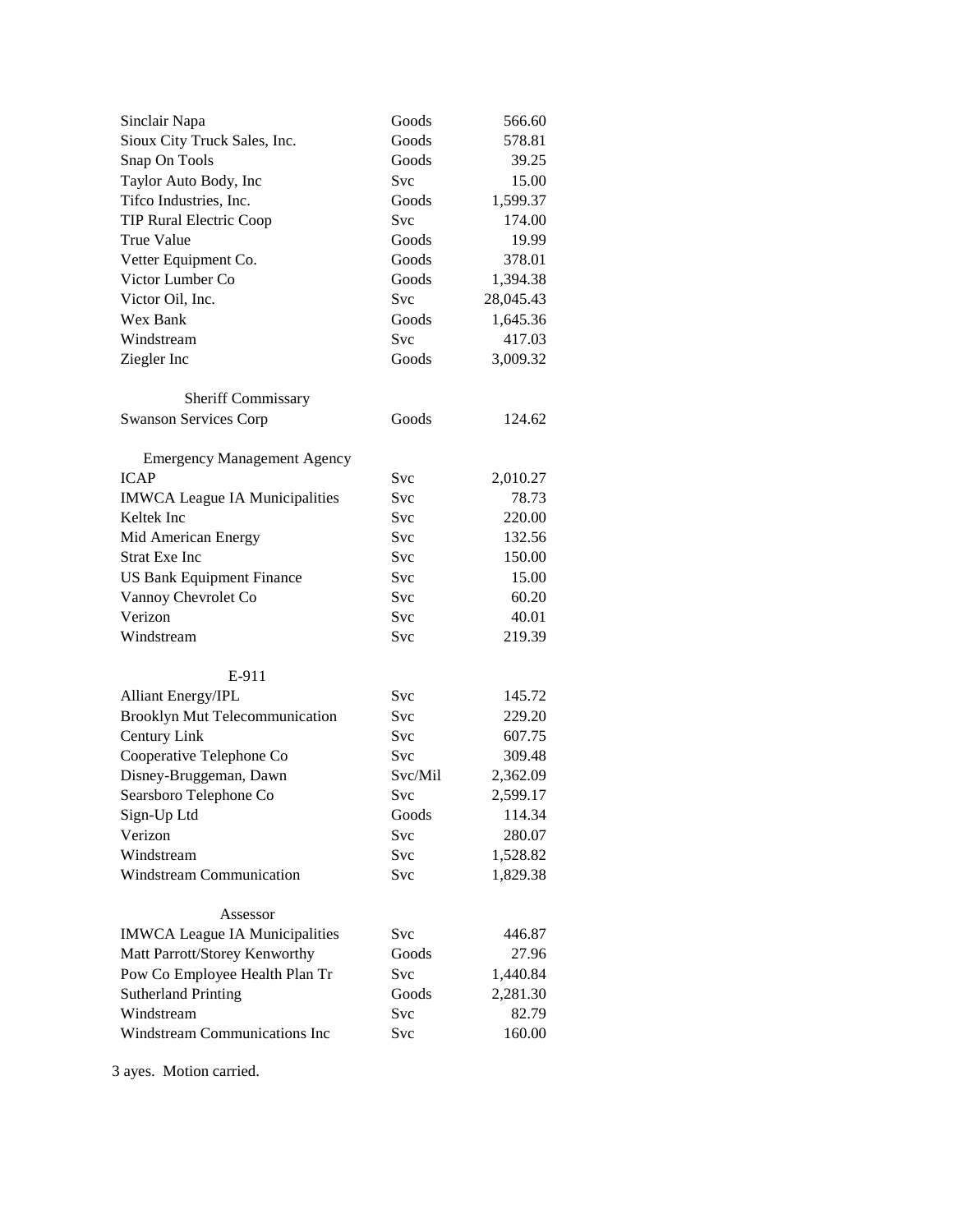| | | |
|---|---|---|
| Sinclair Napa | Goods | 566.60 |
| Sioux City Truck Sales, Inc. | Goods | 578.81 |
| Snap On Tools | Goods | 39.25 |
| Taylor Auto Body, Inc | Svc | 15.00 |
| Tifco Industries, Inc. | Goods | 1,599.37 |
| TIP Rural Electric Coop | Svc | 174.00 |
| True Value | Goods | 19.99 |
| Vetter Equipment Co. | Goods | 378.01 |
| Victor Lumber Co | Goods | 1,394.38 |
| Victor Oil, Inc. | Svc | 28,045.43 |
| Wex Bank | Goods | 1,645.36 |
| Windstream | Svc | 417.03 |
| Ziegler Inc | Goods | 3,009.32 |
| | | |
| Sheriff Commissary | | |
| Swanson Services Corp | Goods | 124.62 |
| | | |
| Emergency Management Agency | | |
| ICAP | Svc | 2,010.27 |
| IMWCA League IA Municipalities | Svc | 78.73 |
| Keltek Inc | Svc | 220.00 |
| Mid American Energy | Svc | 132.56 |
| Strat Exe Inc | Svc | 150.00 |
| US Bank Equipment Finance | Svc | 15.00 |
| Vannoy Chevrolet Co | Svc | 60.20 |
| Verizon | Svc | 40.01 |
| Windstream | Svc | 219.39 |
| | | |
| E-911 | | |
| Alliant Energy/IPL | Svc | 145.72 |
| Brooklyn Mut Telecommunication | Svc | 229.20 |
| Century Link | Svc | 607.75 |
| Cooperative Telephone Co | Svc | 309.48 |
| Disney-Bruggeman, Dawn | Svc/Mil | 2,362.09 |
| Searsboro Telephone Co | Svc | 2,599.17 |
| Sign-Up Ltd | Goods | 114.34 |
| Verizon | Svc | 280.07 |
| Windstream | Svc | 1,528.82 |
| Windstream Communication | Svc | 1,829.38 |
| | | |
| Assessor | | |
| IMWCA League IA Municipalities | Svc | 446.87 |
| Matt Parrott/Storey Kenworthy | Goods | 27.96 |
| Pow Co Employee Health Plan Tr | Svc | 1,440.84 |
| Sutherland Printing | Goods | 2,281.30 |
| Windstream | Svc | 82.79 |
| Windstream Communications Inc | Svc | 160.00 |

3 ayes. Motion carried.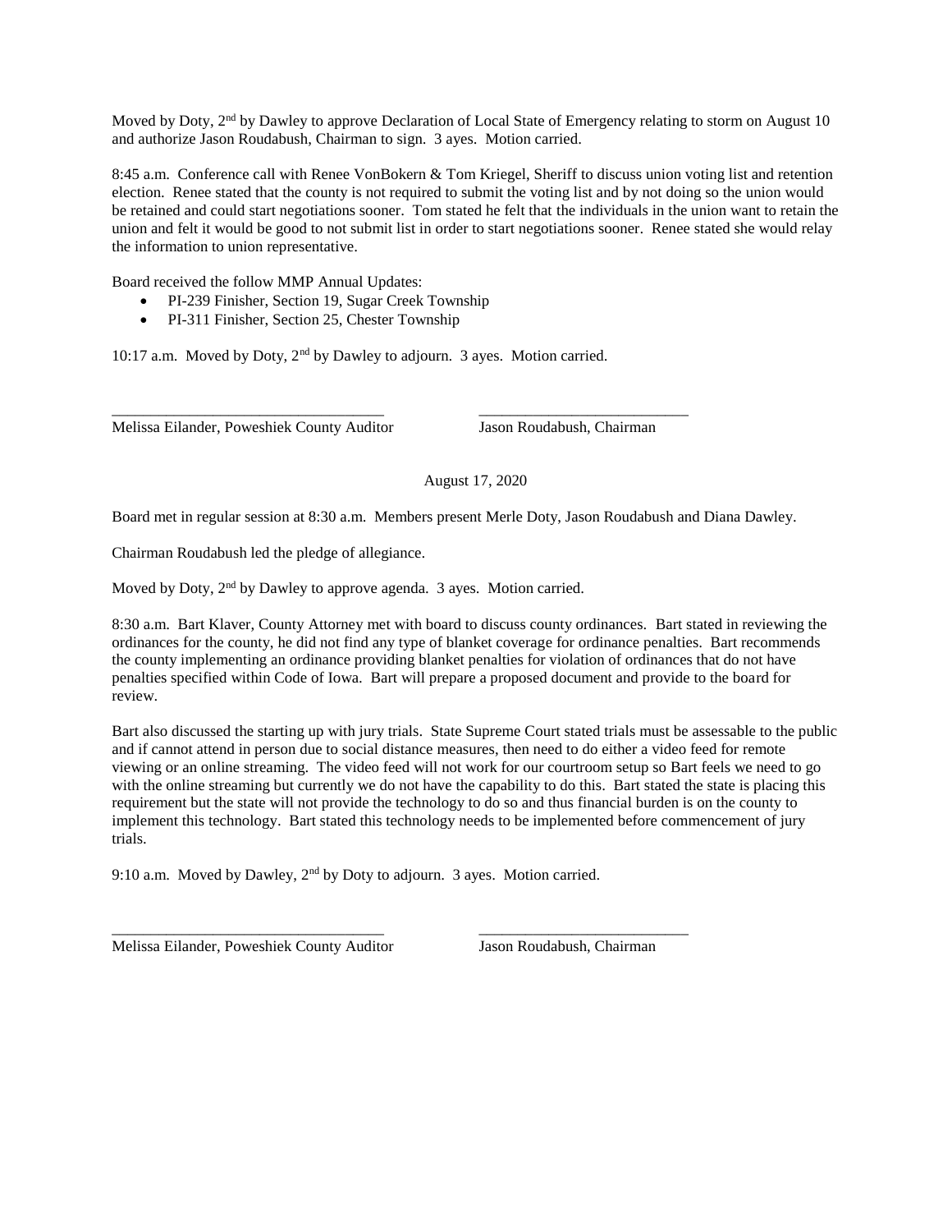Moved by Doty, 2nd by Dawley to approve Declaration of Local State of Emergency relating to storm on August 10 and authorize Jason Roudabush, Chairman to sign. 3 ayes. Motion carried.

8:45 a.m. Conference call with Renee VonBokern & Tom Kriegel, Sheriff to discuss union voting list and retention election. Renee stated that the county is not required to submit the voting list and by not doing so the union would be retained and could start negotiations sooner. Tom stated he felt that the individuals in the union want to retain the union and felt it would be good to not submit list in order to start negotiations sooner. Renee stated she would relay the information to union representative.

Board received the follow MMP Annual Updates:

- PI-239 Finisher, Section 19, Sugar Creek Township
- PI-311 Finisher, Section 25, Chester Township

10:17 a.m. Moved by Doty, 2nd by Dawley to adjourn. 3 ayes. Motion carried.

\_\_\_\_\_\_\_\_\_\_\_\_\_\_\_\_\_\_\_\_\_\_\_\_\_\_\_\_\_\_\_\_\_\_ \_\_\_\_\_\_\_\_\_\_\_\_\_\_\_\_\_\_\_\_\_\_\_\_\_\_

Melissa Eilander, Poweshiek County Auditor Jason Roudabush, Chairman

August 17, 2020

Board met in regular session at 8:30 a.m. Members present Merle Doty, Jason Roudabush and Diana Dawley.

Chairman Roudabush led the pledge of allegiance.

Moved by Doty, 2nd by Dawley to approve agenda. 3 ayes. Motion carried.

8:30 a.m. Bart Klaver, County Attorney met with board to discuss county ordinances. Bart stated in reviewing the ordinances for the county, he did not find any type of blanket coverage for ordinance penalties. Bart recommends the county implementing an ordinance providing blanket penalties for violation of ordinances that do not have penalties specified within Code of Iowa. Bart will prepare a proposed document and provide to the board for review.

Bart also discussed the starting up with jury trials. State Supreme Court stated trials must be assessable to the public and if cannot attend in person due to social distance measures, then need to do either a video feed for remote viewing or an online streaming. The video feed will not work for our courtroom setup so Bart feels we need to go with the online streaming but currently we do not have the capability to do this. Bart stated the state is placing this requirement but the state will not provide the technology to do so and thus financial burden is on the county to implement this technology. Bart stated this technology needs to be implemented before commencement of jury trials.

9:10 a.m. Moved by Dawley, 2nd by Doty to adjourn. 3 ayes. Motion carried.

\_\_\_\_\_\_\_\_\_\_\_\_\_\_\_\_\_\_\_\_\_\_\_\_\_\_\_\_\_\_\_\_\_\_ \_\_\_\_\_\_\_\_\_\_\_\_\_\_\_\_\_\_\_\_\_\_\_\_\_\_

Melissa Eilander, Poweshiek County Auditor Jason Roudabush, Chairman